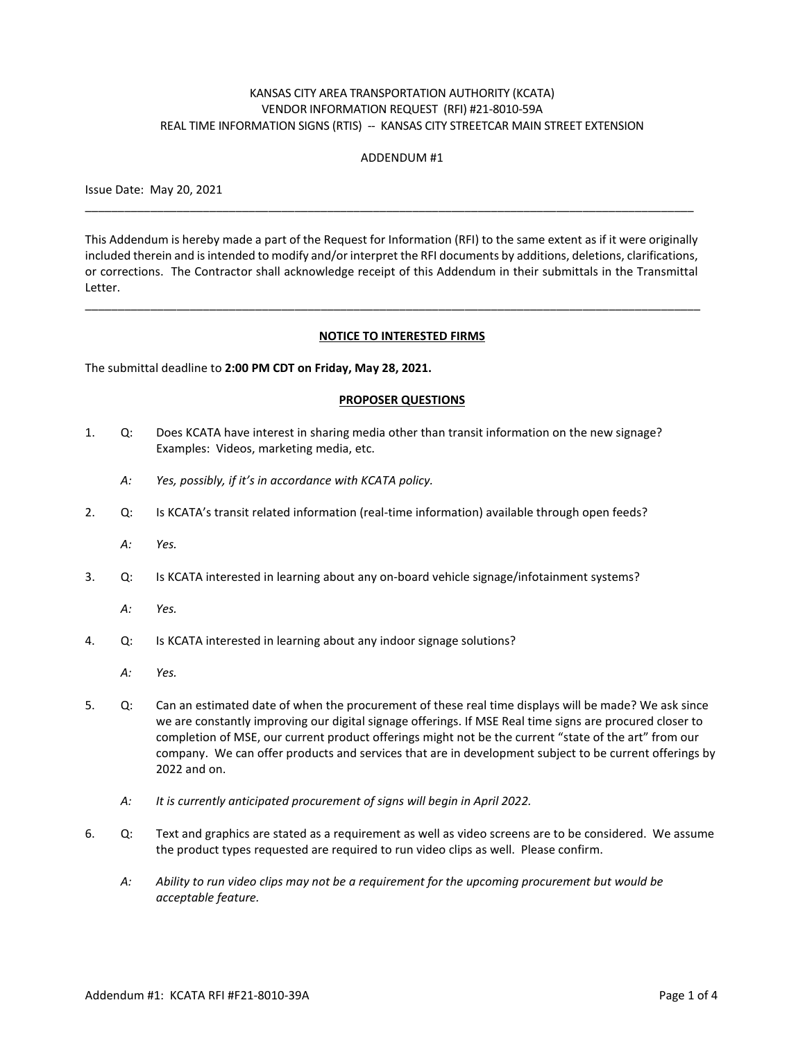KANSAS CITY AREA TRANSPORTATION AUTHORITY (KCATA)
VENDOR INFORMATION REQUEST (RFI) #21-8010-59A
REAL TIME INFORMATION SIGNS (RTIS) -- KANSAS CITY STREETCAR MAIN STREET EXTENSION

ADDENDUM #1

Issue Date: May 20, 2021

---

This Addendum is hereby made a part of the Request for Information (RFI) to the same extent as if it were originally included therein and is intended to modify and/or interpret the RFI documents by additions, deletions, clarifications, or corrections. The Contractor shall acknowledge receipt of this Addendum in their submittals in the Transmittal Letter.

---

**NOTICE TO INTERESTED FIRMS**

The submittal deadline to **2:00 PM CDT on Friday, May 28, 2021.**

**PROPOSER QUESTIONS**

1. Q: Does KCATA have interest in sharing media other than transit information on the new signage? Examples: Videos, marketing media, etc.

   *A: Yes, possibly, if it's in accordance with KCATA policy.*

2. Q: Is KCATA's transit related information (real-time information) available through open feeds?

   *A: Yes.*

3. Q: Is KCATA interested in learning about any on-board vehicle signage/infotainment systems?

   *A: Yes.*

4. Q: Is KCATA interested in learning about any indoor signage solutions?

   *A: Yes.*

5. Q: Can an estimated date of when the procurement of these real time displays will be made? We ask since we are constantly improving our digital signage offerings. If MSE Real time signs are procured closer to completion of MSE, our current product offerings might not be the current "state of the art" from our company. We can offer products and services that are in development subject to be current offerings by 2022 and on.

   *A: It is currently anticipated procurement of signs will begin in April 2022.*

6. Q: Text and graphics are stated as a requirement as well as video screens are to be considered. We assume the product types requested are required to run video clips as well. Please confirm.

   *A: Ability to run video clips may not be a requirement for the upcoming procurement but would be acceptable feature.*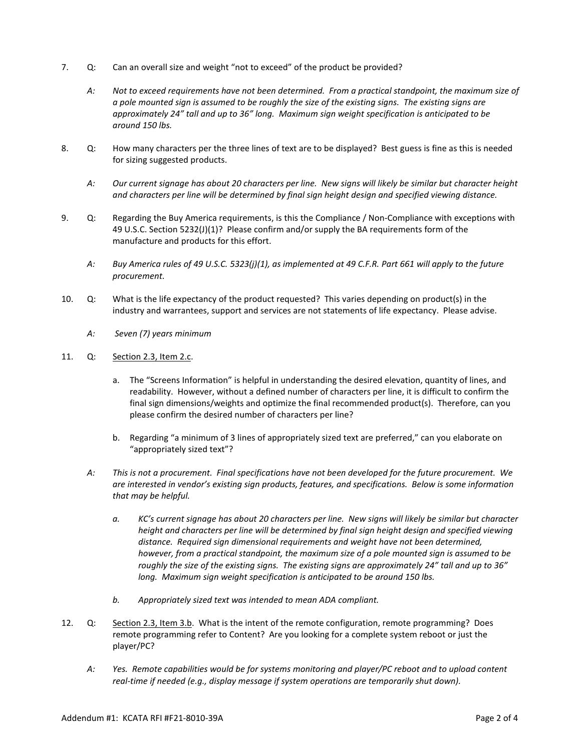7. Q: Can an overall size and weight "not to exceed" of the product be provided?

   *A: Not to exceed requirements have not been determined. From a practical standpoint, the maximum size of a pole mounted sign is assumed to be roughly the size of the existing signs. The existing signs are approximately 24" tall and up to 36" long. Maximum sign weight specification is anticipated to be around 150 lbs.*

8. Q: How many characters per the three lines of text are to be displayed? Best guess is fine as this is needed for sizing suggested products.

   *A: Our current signage has about 20 characters per line. New signs will likely be similar but character height and characters per line will be determined by final sign height design and specified viewing distance.*

9. Q: Regarding the Buy America requirements, is this the Compliance / Non-Compliance with exceptions with 49 U.S.C. Section 5232(J)(1)? Please confirm and/or supply the BA requirements form of the manufacture and products for this effort.

   *A: Buy America rules of 49 U.S.C. 5323(j)(1), as implemented at 49 C.F.R. Part 661 will apply to the future procurement.*

10. Q: What is the life expectancy of the product requested? This varies depending on product(s) in the industry and warrantees, support and services are not statements of life expectancy. Please advise.

    *A: Seven (7) years minimum*

11. Q: <u>Section 2.3, Item 2.c</u>.

    a. The "Screens Information" is helpful in understanding the desired elevation, quantity of lines, and readability. However, without a defined number of characters per line, it is difficult to confirm the final sign dimensions/weights and optimize the final recommended product(s). Therefore, can you please confirm the desired number of characters per line?

    b. Regarding "a minimum of 3 lines of appropriately sized text are preferred," can you elaborate on "appropriately sized text"?

    *A: This is not a procurement. Final specifications have not been developed for the future procurement. We are interested in vendor's existing sign products, features, and specifications. Below is some information that may be helpful.*

    *a. KC's current signage has about 20 characters per line. New signs will likely be similar but character height and characters per line will be determined by final sign height design and specified viewing distance. Required sign dimensional requirements and weight have not been determined, however, from a practical standpoint, the maximum size of a pole mounted sign is assumed to be roughly the size of the existing signs. The existing signs are approximately 24" tall and up to 36" long. Maximum sign weight specification is anticipated to be around 150 lbs.*

    *b. Appropriately sized text was intended to mean ADA compliant.*

12. Q: <u>Section 2.3, Item 3.b</u>. What is the intent of the remote configuration, remote programming? Does remote programming refer to Content? Are you looking for a complete system reboot or just the player/PC?

    *A: Yes. Remote capabilities would be for systems monitoring and player/PC reboot and to upload content real-time if needed (e.g., display message if system operations are temporarily shut down).*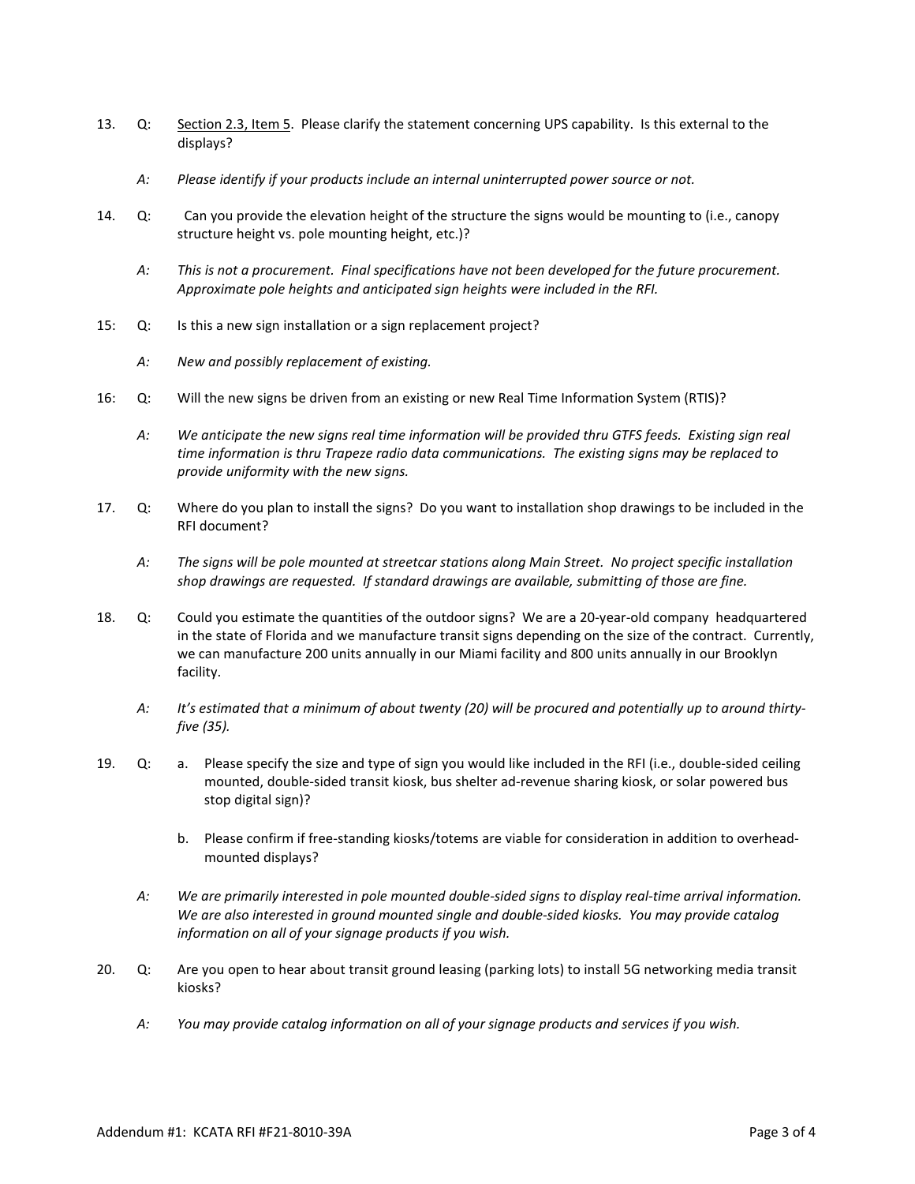13. Q: <u>Section 2.3, Item 5</u>. Please clarify the statement concerning UPS capability. Is this external to the displays?

    *A: Please identify if your products include an internal uninterrupted power source or not.*

14. Q: Can you provide the elevation height of the structure the signs would be mounting to (i.e., canopy structure height vs. pole mounting height, etc.)?

    *A: This is not a procurement. Final specifications have not been developed for the future procurement. Approximate pole heights and anticipated sign heights were included in the RFI.*

15: Q: Is this a new sign installation or a sign replacement project?

    *A: New and possibly replacement of existing.*

16: Q: Will the new signs be driven from an existing or new Real Time Information System (RTIS)?

    *A: We anticipate the new signs real time information will be provided thru GTFS feeds. Existing sign real time information is thru Trapeze radio data communications. The existing signs may be replaced to provide uniformity with the new signs.*

17. Q: Where do you plan to install the signs? Do you want to installation shop drawings to be included in the RFI document?

    *A: The signs will be pole mounted at streetcar stations along Main Street. No project specific installation shop drawings are requested. If standard drawings are available, submitting of those are fine.*

18. Q: Could you estimate the quantities of the outdoor signs? We are a 20-year-old company headquartered in the state of Florida and we manufacture transit signs depending on the size of the contract. Currently, we can manufacture 200 units annually in our Miami facility and 800 units annually in our Brooklyn facility.

    *A: It's estimated that a minimum of about twenty (20) will be procured and potentially up to around thirty-five (35).*

19. Q:
    a. Please specify the size and type of sign you would like included in the RFI (i.e., double-sided ceiling mounted, double-sided transit kiosk, bus shelter ad-revenue sharing kiosk, or solar powered bus stop digital sign)?
    b. Please confirm if free-standing kiosks/totems are viable for consideration in addition to overhead-mounted displays?

    *A: We are primarily interested in pole mounted double-sided signs to display real-time arrival information. We are also interested in ground mounted single and double-sided kiosks. You may provide catalog information on all of your signage products if you wish.*

20. Q: Are you open to hear about transit ground leasing (parking lots) to install 5G networking media transit kiosks?

    *A: You may provide catalog information on all of your signage products and services if you wish.*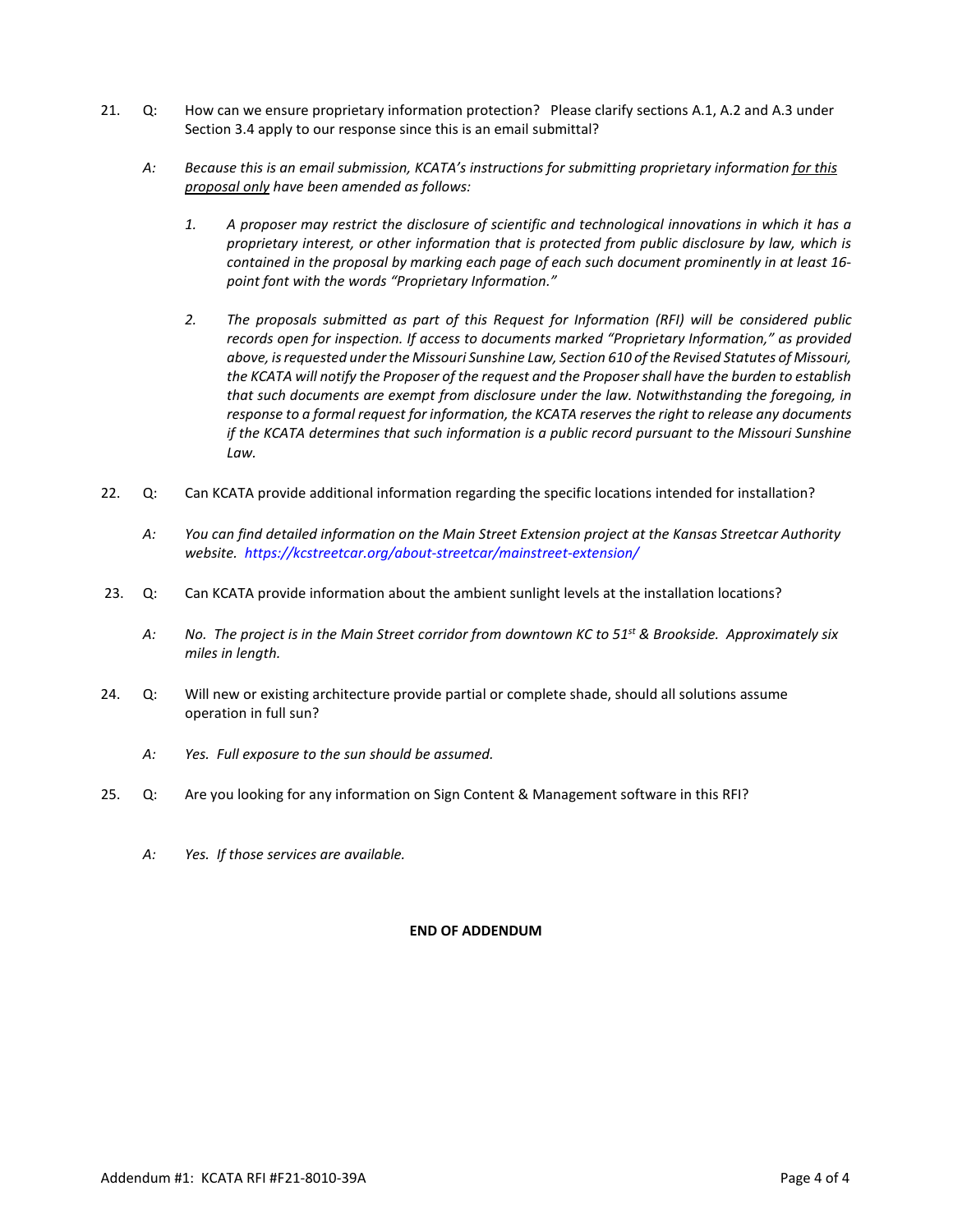21. Q: How can we ensure proprietary information protection? Please clarify sections A.1, A.2 and A.3 under Section 3.4 apply to our response since this is an email submittal?

    A: *Because this is an email submission, KCATA's instructions for submitting proprietary information* ***for this proposal only*** *have been amended as follows:*

    1. *A proposer may restrict the disclosure of scientific and technological innovations in which it has a proprietary interest, or other information that is protected from public disclosure by law, which is contained in the proposal by marking each page of each such document prominently in at least 16-point font with the words "Proprietary Information."*

    2. *The proposals submitted as part of this Request for Information (RFI) will be considered public records open for inspection. If access to documents marked "Proprietary Information," as provided above, is requested under the Missouri Sunshine Law, Section 610 of the Revised Statutes of Missouri, the KCATA will notify the Proposer of the request and the Proposer shall have the burden to establish that such documents are exempt from disclosure under the law. Notwithstanding the foregoing, in response to a formal request for information, the KCATA reserves the right to release any documents if the KCATA determines that such information is a public record pursuant to the Missouri Sunshine Law.*

22. Q: Can KCATA provide additional information regarding the specific locations intended for installation?

    A: *You can find detailed information on the Main Street Extension project at the Kansas Streetcar Authority website. https://kcstreetcar.org/about-streetcar/mainstreet-extension/*

23. Q: Can KCATA provide information about the ambient sunlight levels at the installation locations?

    A: *No. The project is in the Main Street corridor from downtown KC to 51st & Brookside. Approximately six miles in length.*

24. Q: Will new or existing architecture provide partial or complete shade, should all solutions assume operation in full sun?

    A: *Yes. Full exposure to the sun should be assumed.*

25. Q: Are you looking for any information on Sign Content & Management software in this RFI?

    A: *Yes. If those services are available.*

**END OF ADDENDUM**